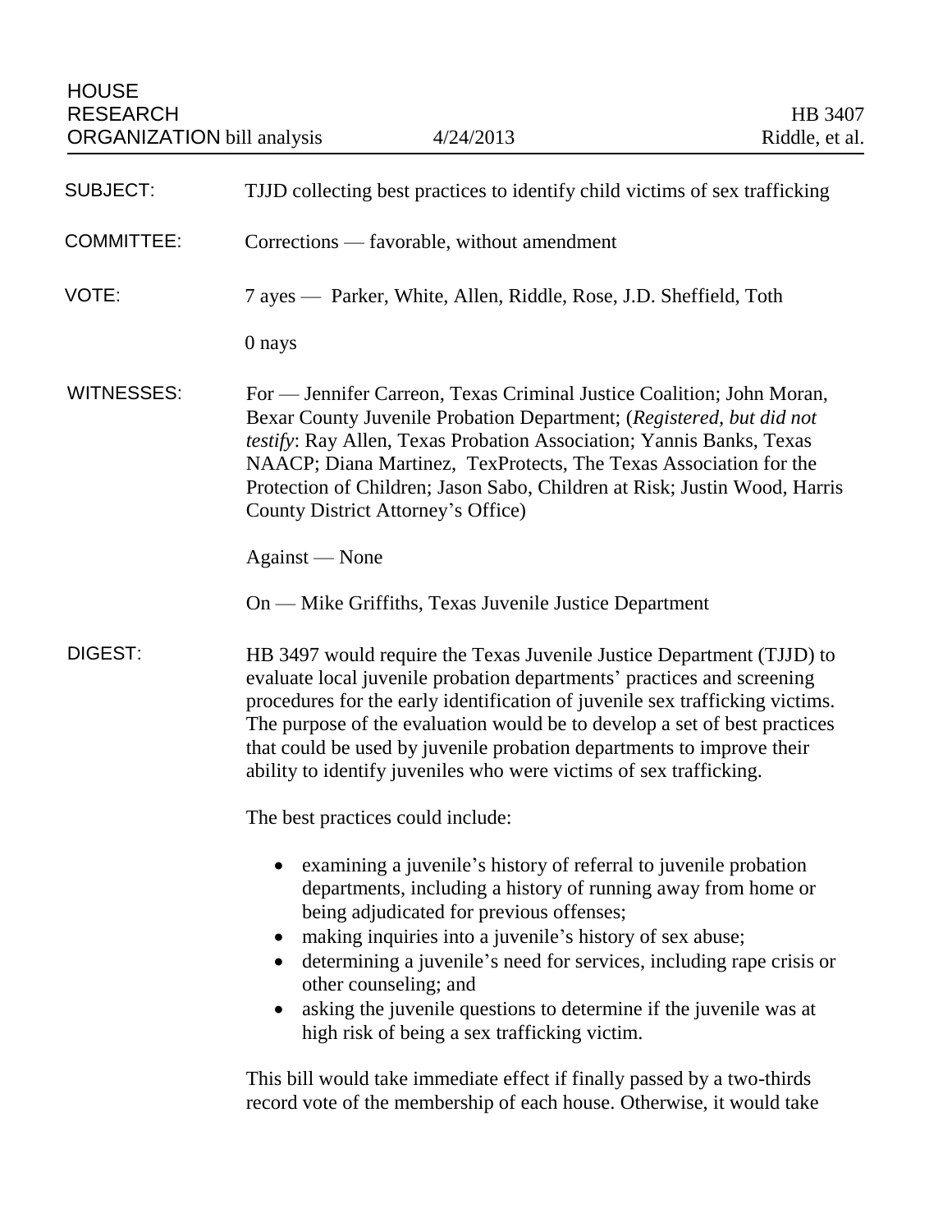HOUSE
RESEARCH
ORGANIZATION bill analysis | 4/24/2013 | HB 3407
Riddle, et al.

| | |
|---|---|
| SUBJECT: | TJJD collecting best practices to identify child victims of sex trafficking |
| COMMITTEE: | Corrections — favorable, without amendment |
| VOTE: | 7 ayes — Parker, White, Allen, Riddle, Rose, J.D. Sheffield, Toth<br><br>0 nays |
| WITNESSES: | For — Jennifer Carreon, Texas Criminal Justice Coalition; John Moran, Bexar County Juvenile Probation Department; (*Registered, but did not testify*: Ray Allen, Texas Probation Association; Yannis Banks, Texas NAACP; Diana Martinez, TexProtects, The Texas Association for the Protection of Children; Jason Sabo, Children at Risk; Justin Wood, Harris County District Attorney's Office)<br><br>Against — None<br><br>On — Mike Griffiths, Texas Juvenile Justice Department |

DIGEST:

HB 3497 would require the Texas Juvenile Justice Department (TJJD) to evaluate local juvenile probation departments' practices and screening procedures for the early identification of juvenile sex trafficking victims. The purpose of the evaluation would be to develop a set of best practices that could be used by juvenile probation departments to improve their ability to identify juveniles who were victims of sex trafficking.

The best practices could include:

- examining a juvenile's history of referral to juvenile probation departments, including a history of running away from home or being adjudicated for previous offenses;
- making inquiries into a juvenile's history of sex abuse;
- determining a juvenile's need for services, including rape crisis or other counseling; and
- asking the juvenile questions to determine if the juvenile was at high risk of being a sex trafficking victim.

This bill would take immediate effect if finally passed by a two-thirds record vote of the membership of each house. Otherwise, it would take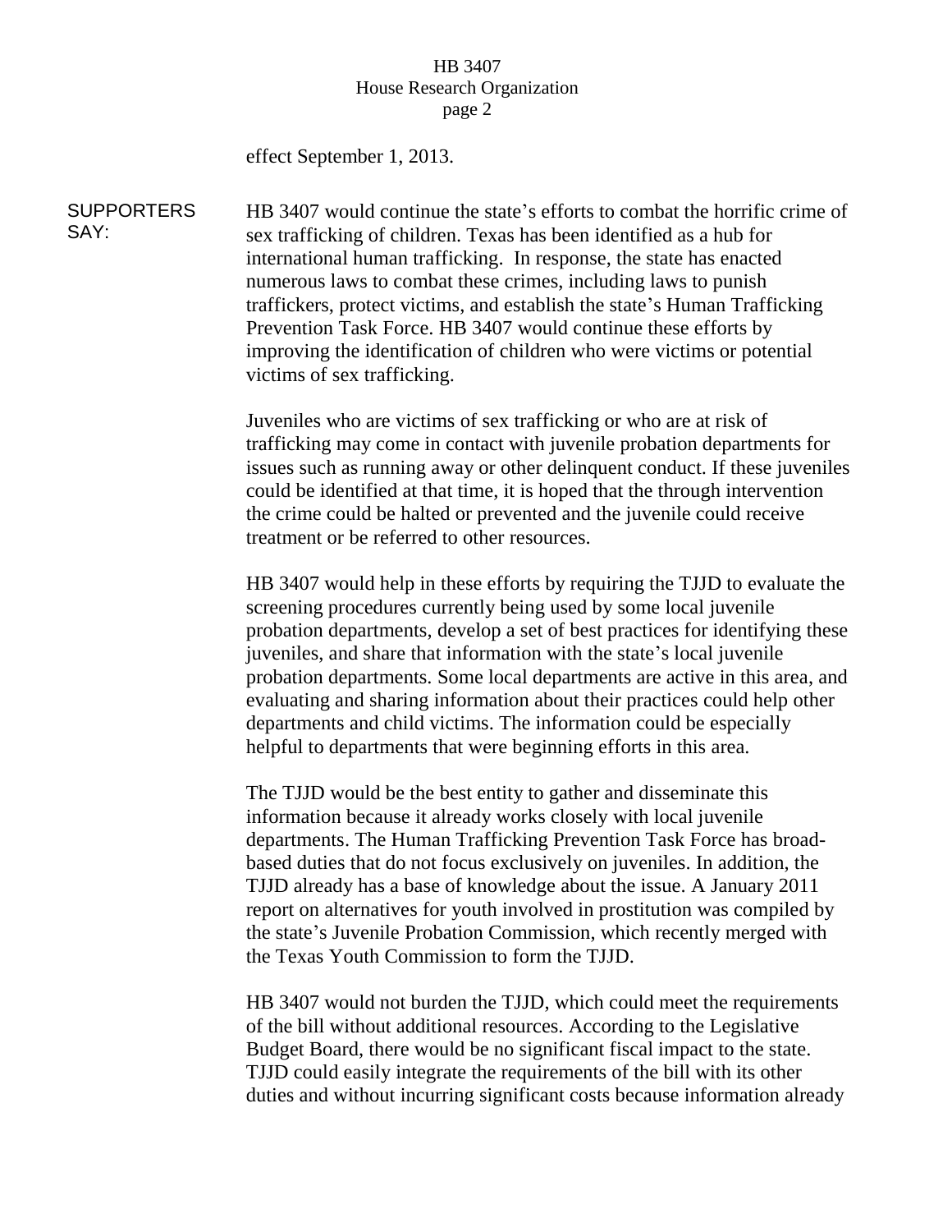effect September 1, 2013.

**SUPPORTERS SAY:**

HB 3407 would continue the state's efforts to combat the horrific crime of sex trafficking of children. Texas has been identified as a hub for international human trafficking. In response, the state has enacted numerous laws to combat these crimes, including laws to punish traffickers, protect victims, and establish the state's Human Trafficking Prevention Task Force. HB 3407 would continue these efforts by improving the identification of children who were victims or potential victims of sex trafficking.

Juveniles who are victims of sex trafficking or who are at risk of trafficking may come in contact with juvenile probation departments for issues such as running away or other delinquent conduct. If these juveniles could be identified at that time, it is hoped that the through intervention the crime could be halted or prevented and the juvenile could receive treatment or be referred to other resources.

HB 3407 would help in these efforts by requiring the TJJD to evaluate the screening procedures currently being used by some local juvenile probation departments, develop a set of best practices for identifying these juveniles, and share that information with the state's local juvenile probation departments. Some local departments are active in this area, and evaluating and sharing information about their practices could help other departments and child victims. The information could be especially helpful to departments that were beginning efforts in this area.

The TJJD would be the best entity to gather and disseminate this information because it already works closely with local juvenile departments. The Human Trafficking Prevention Task Force has broad-based duties that do not focus exclusively on juveniles. In addition, the TJJD already has a base of knowledge about the issue. A January 2011 report on alternatives for youth involved in prostitution was compiled by the state's Juvenile Probation Commission, which recently merged with the Texas Youth Commission to form the TJJD.

HB 3407 would not burden the TJJD, which could meet the requirements of the bill without additional resources. According to the Legislative Budget Board, there would be no significant fiscal impact to the state. TJJD could easily integrate the requirements of the bill with its other duties and without incurring significant costs because information already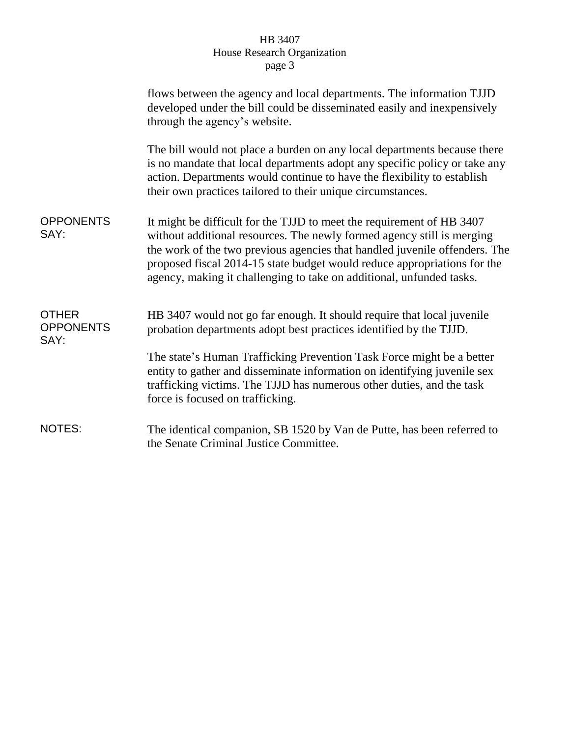flows between the agency and local departments. The information TJJD developed under the bill could be disseminated easily and inexpensively through the agency's website.

The bill would not place a burden on any local departments because there is no mandate that local departments adopt any specific policy or take any action. Departments would continue to have the flexibility to establish their own practices tailored to their unique circumstances.

**OPPONENTS SAY:**

It might be difficult for the TJJD to meet the requirement of HB 3407 without additional resources. The newly formed agency still is merging the work of the two previous agencies that handled juvenile offenders. The proposed fiscal 2014-15 state budget would reduce appropriations for the agency, making it challenging to take on additional, unfunded tasks.

**OTHER OPPONENTS SAY:**

HB 3407 would not go far enough. It should require that local juvenile probation departments adopt best practices identified by the TJJD.

The state's Human Trafficking Prevention Task Force might be a better entity to gather and disseminate information on identifying juvenile sex trafficking victims. The TJJD has numerous other duties, and the task force is focused on trafficking.

**NOTES:**

The identical companion, SB 1520 by Van de Putte, has been referred to the Senate Criminal Justice Committee.